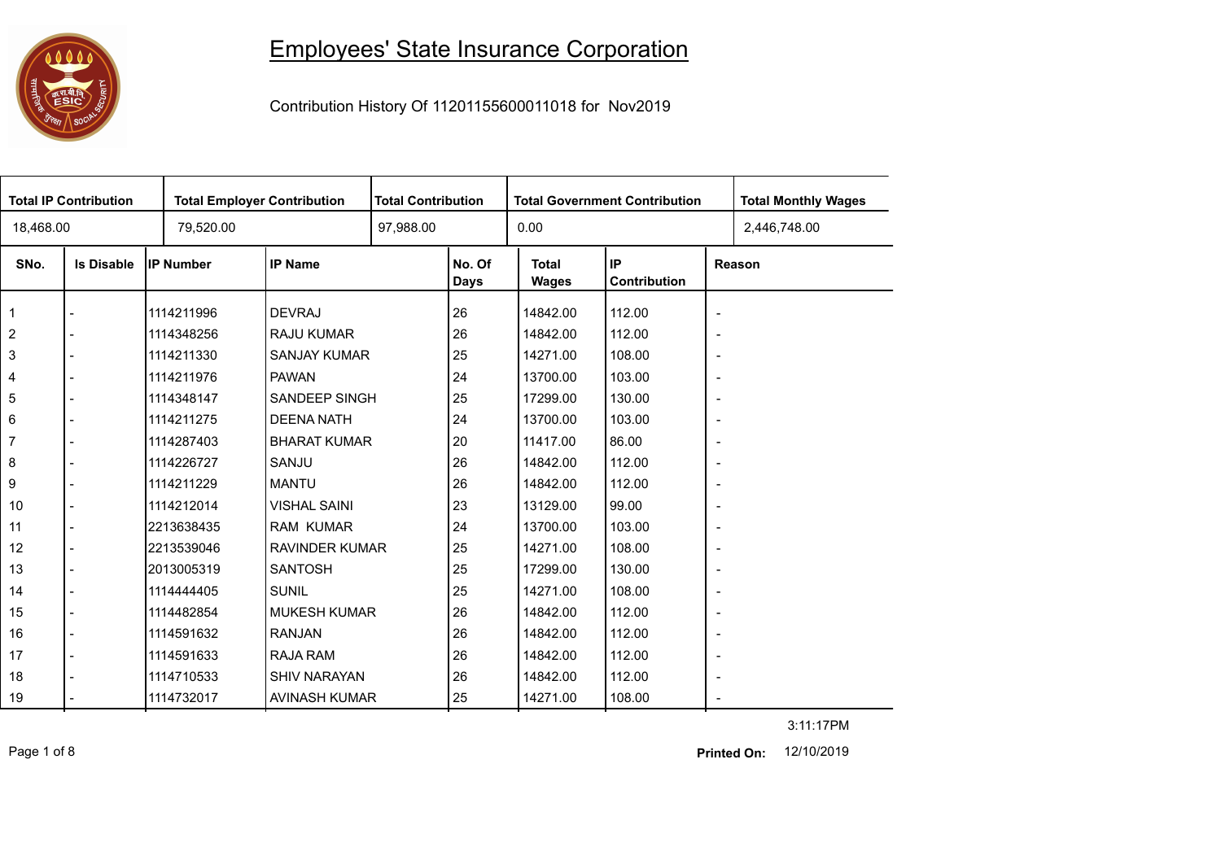# Employees' State Insurance Corporation

Contribution History Of 11201155600011018 for Nov2019

| Total IP Contribution | Total Employer Contribution | Total Contribution | Total Government Contribution | Total Monthly Wages |
|---|---|---|---|---|
| 18,468.00 | 79,520.00 | 97,988.00 | 0.00 | 2,446,748.00 |

| SNo. | Is Disable | IP Number | IP Name | No. Of Days | Total Wages | IP Contribution | Reason |
|---|---|---|---|---|---|---|---|
| 1 | - | 1114211996 | DEVRAJ | 26 | 14842.00 | 112.00 | - |
| 2 | - | 1114348256 | RAJU KUMAR | 26 | 14842.00 | 112.00 | - |
| 3 | - | 1114211330 | SANJAY KUMAR | 25 | 14271.00 | 108.00 | - |
| 4 | - | 1114211976 | PAWAN | 24 | 13700.00 | 103.00 | - |
| 5 | - | 1114348147 | SANDEEP SINGH | 25 | 17299.00 | 130.00 | - |
| 6 | - | 1114211275 | DEENA NATH | 24 | 13700.00 | 103.00 | - |
| 7 | - | 1114287403 | BHARAT KUMAR | 20 | 11417.00 | 86.00 | - |
| 8 | - | 1114226727 | SANJU | 26 | 14842.00 | 112.00 | - |
| 9 | - | 1114211229 | MANTU | 26 | 14842.00 | 112.00 | - |
| 10 | - | 1114212014 | VISHAL SAINI | 23 | 13129.00 | 99.00 | - |
| 11 | - | 2213638435 | RAM KUMAR | 24 | 13700.00 | 103.00 | - |
| 12 | - | 2213539046 | RAVINDER KUMAR | 25 | 14271.00 | 108.00 | - |
| 13 | - | 2013005319 | SANTOSH | 25 | 17299.00 | 130.00 | - |
| 14 | - | 1114444405 | SUNIL | 25 | 14271.00 | 108.00 | - |
| 15 | - | 1114482854 | MUKESH KUMAR | 26 | 14842.00 | 112.00 | - |
| 16 | - | 1114591632 | RANJAN | 26 | 14842.00 | 112.00 | - |
| 17 | - | 1114591633 | RAJA RAM | 26 | 14842.00 | 112.00 | - |
| 18 | - | 1114710533 | SHIV NARAYAN | 26 | 14842.00 | 112.00 | - |
| 19 | - | 1114732017 | AVINASH KUMAR | 25 | 14271.00 | 108.00 | - |

3:11:17PM

**Printed On:** 12/10/2019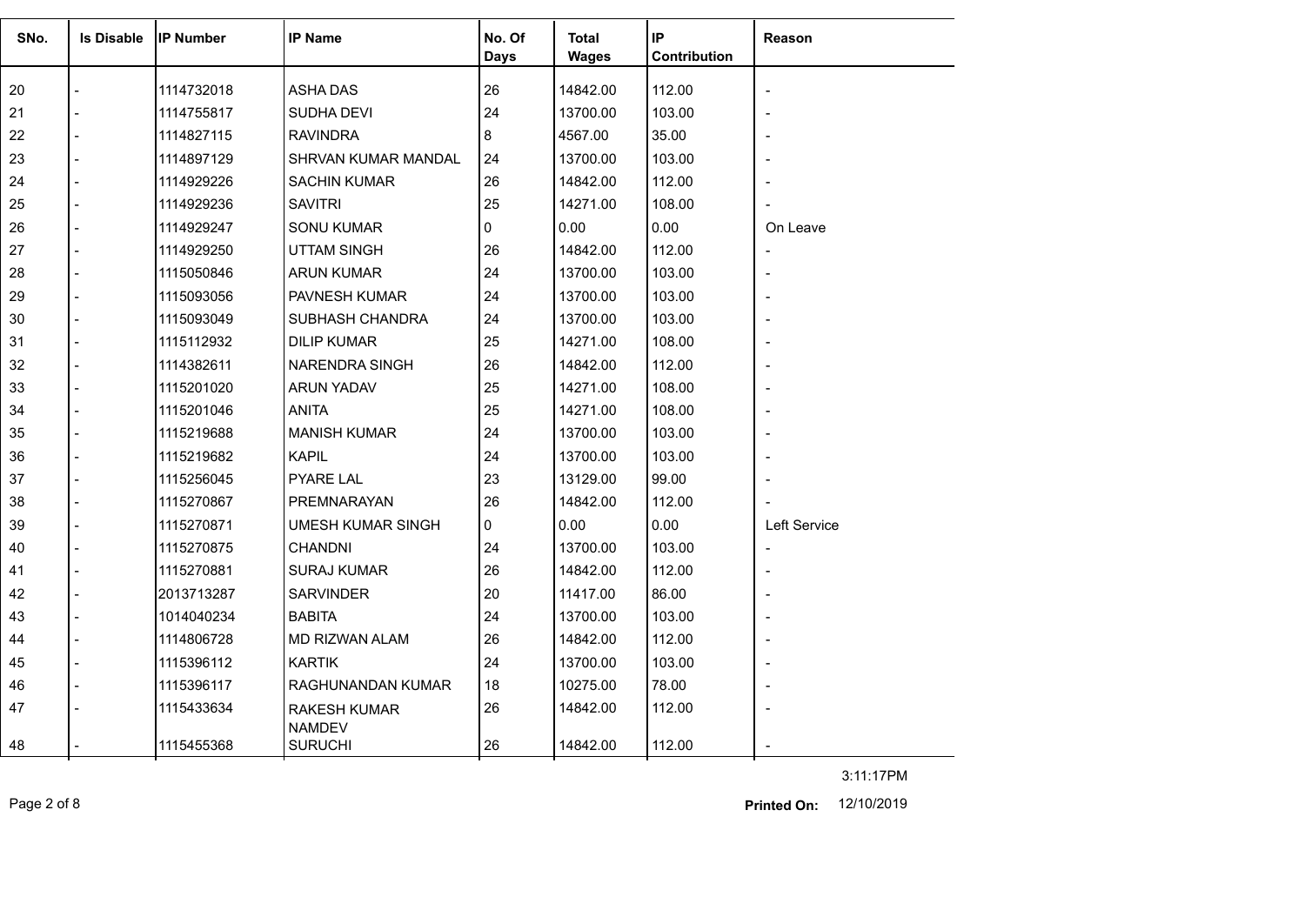| SNo. | Is Disable | IP Number | IP Name | No. Of Days | Total Wages | IP Contribution | Reason |
|---|---|---|---|---|---|---|---|
| 20 | - | 1114732018 | ASHA DAS | 26 | 14842.00 | 112.00 | - |
| 21 | - | 1114755817 | SUDHA DEVI | 24 | 13700.00 | 103.00 | - |
| 22 | - | 1114827115 | RAVINDRA | 8 | 4567.00 | 35.00 | - |
| 23 | - | 1114897129 | SHRVAN KUMAR MANDAL | 24 | 13700.00 | 103.00 | - |
| 24 | - | 1114929226 | SACHIN KUMAR | 26 | 14842.00 | 112.00 | - |
| 25 | - | 1114929236 | SAVITRI | 25 | 14271.00 | 108.00 | - |
| 26 | - | 1114929247 | SONU KUMAR | 0 | 0.00 | 0.00 | On Leave |
| 27 | - | 1114929250 | UTTAM SINGH | 26 | 14842.00 | 112.00 | - |
| 28 | - | 1115050846 | ARUN KUMAR | 24 | 13700.00 | 103.00 | - |
| 29 | - | 1115093056 | PAVNESH KUMAR | 24 | 13700.00 | 103.00 | - |
| 30 | - | 1115093049 | SUBHASH CHANDRA | 24 | 13700.00 | 103.00 | - |
| 31 | - | 1115112932 | DILIP KUMAR | 25 | 14271.00 | 108.00 | - |
| 32 | - | 1114382611 | NARENDRA SINGH | 26 | 14842.00 | 112.00 | - |
| 33 | - | 1115201020 | ARUN YADAV | 25 | 14271.00 | 108.00 | - |
| 34 | - | 1115201046 | ANITA | 25 | 14271.00 | 108.00 | - |
| 35 | - | 1115219688 | MANISH KUMAR | 24 | 13700.00 | 103.00 | - |
| 36 | - | 1115219682 | KAPIL | 24 | 13700.00 | 103.00 | - |
| 37 | - | 1115256045 | PYARE LAL | 23 | 13129.00 | 99.00 | - |
| 38 | - | 1115270867 | PREMNARAYAN | 26 | 14842.00 | 112.00 | - |
| 39 | - | 1115270871 | UMESH KUMAR SINGH | 0 | 0.00 | 0.00 | Left Service |
| 40 | - | 1115270875 | CHANDNI | 24 | 13700.00 | 103.00 | - |
| 41 | - | 1115270881 | SURAJ KUMAR | 26 | 14842.00 | 112.00 | - |
| 42 | - | 2013713287 | SARVINDER | 20 | 11417.00 | 86.00 | - |
| 43 | - | 1014040234 | BABITA | 24 | 13700.00 | 103.00 | - |
| 44 | - | 1114806728 | MD RIZWAN ALAM | 26 | 14842.00 | 112.00 | - |
| 45 | - | 1115396112 | KARTIK | 24 | 13700.00 | 103.00 | - |
| 46 | - | 1115396117 | RAGHUNANDAN KUMAR | 18 | 10275.00 | 78.00 | - |
| 47 | - | 1115433634 | RAKESH KUMAR NAMDEV | 26 | 14842.00 | 112.00 | - |
| 48 | - | 1115455368 | SURUCHI | 26 | 14842.00 | 112.00 | - |

3:11:17PM

**Printed On:** 12/10/2019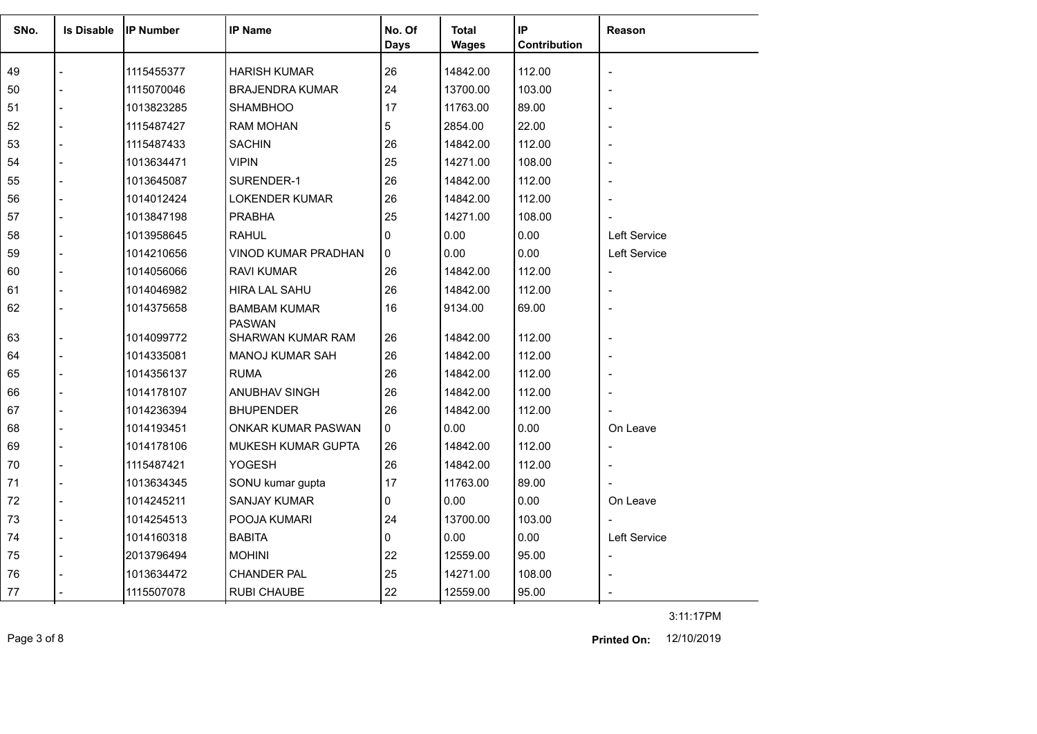| SNo. | Is Disable | IP Number | IP Name | No. Of Days | Total Wages | IP Contribution | Reason |
|---|---|---|---|---|---|---|---|
| 49 | - | 1115455377 | HARISH KUMAR | 26 | 14842.00 | 112.00 | - |
| 50 | - | 1115070046 | BRAJENDRA KUMAR | 24 | 13700.00 | 103.00 | - |
| 51 | - | 1013823285 | SHAMBHOO | 17 | 11763.00 | 89.00 | - |
| 52 | - | 1115487427 | RAM MOHAN | 5 | 2854.00 | 22.00 | - |
| 53 | - | 1115487433 | SACHIN | 26 | 14842.00 | 112.00 | - |
| 54 | - | 1013634471 | VIPIN | 25 | 14271.00 | 108.00 | - |
| 55 | - | 1013645087 | SURENDER-1 | 26 | 14842.00 | 112.00 | - |
| 56 | - | 1014012424 | LOKENDER KUMAR | 26 | 14842.00 | 112.00 | - |
| 57 | - | 1013847198 | PRABHA | 25 | 14271.00 | 108.00 | - |
| 58 | - | 1013958645 | RAHUL | 0 | 0.00 | 0.00 | Left Service |
| 59 | - | 1014210656 | VINOD KUMAR PRADHAN | 0 | 0.00 | 0.00 | Left Service |
| 60 | - | 1014056066 | RAVI KUMAR | 26 | 14842.00 | 112.00 | - |
| 61 | - | 1014046982 | HIRA LAL SAHU | 26 | 14842.00 | 112.00 | - |
| 62 | - | 1014375658 | BAMBAM KUMAR PASWAN | 16 | 9134.00 | 69.00 | - |
| 63 | - | 1014099772 | SHARWAN KUMAR RAM | 26 | 14842.00 | 112.00 | - |
| 64 | - | 1014335081 | MANOJ KUMAR SAH | 26 | 14842.00 | 112.00 | - |
| 65 | - | 1014356137 | RUMA | 26 | 14842.00 | 112.00 | - |
| 66 | - | 1014178107 | ANUBHAV SINGH | 26 | 14842.00 | 112.00 | - |
| 67 | - | 1014236394 | BHUPENDER | 26 | 14842.00 | 112.00 | - |
| 68 | - | 1014193451 | ONKAR KUMAR PASWAN | 0 | 0.00 | 0.00 | On Leave |
| 69 | - | 1014178106 | MUKESH KUMAR GUPTA | 26 | 14842.00 | 112.00 | - |
| 70 | - | 1115487421 | YOGESH | 26 | 14842.00 | 112.00 | - |
| 71 | - | 1013634345 | SONU kumar gupta | 17 | 11763.00 | 89.00 | - |
| 72 | - | 1014245211 | SANJAY KUMAR | 0 | 0.00 | 0.00 | On Leave |
| 73 | - | 1014254513 | POOJA KUMARI | 24 | 13700.00 | 103.00 | - |
| 74 | - | 1014160318 | BABITA | 0 | 0.00 | 0.00 | Left Service |
| 75 | - | 2013796494 | MOHINI | 22 | 12559.00 | 95.00 | - |
| 76 | - | 1013634472 | CHANDER PAL | 25 | 14271.00 | 108.00 | - |
| 77 | - | 1115507078 | RUBI CHAUBE | 22 | 12559.00 | 95.00 | - |

3:11:17PM

**Printed On:** 12/10/2019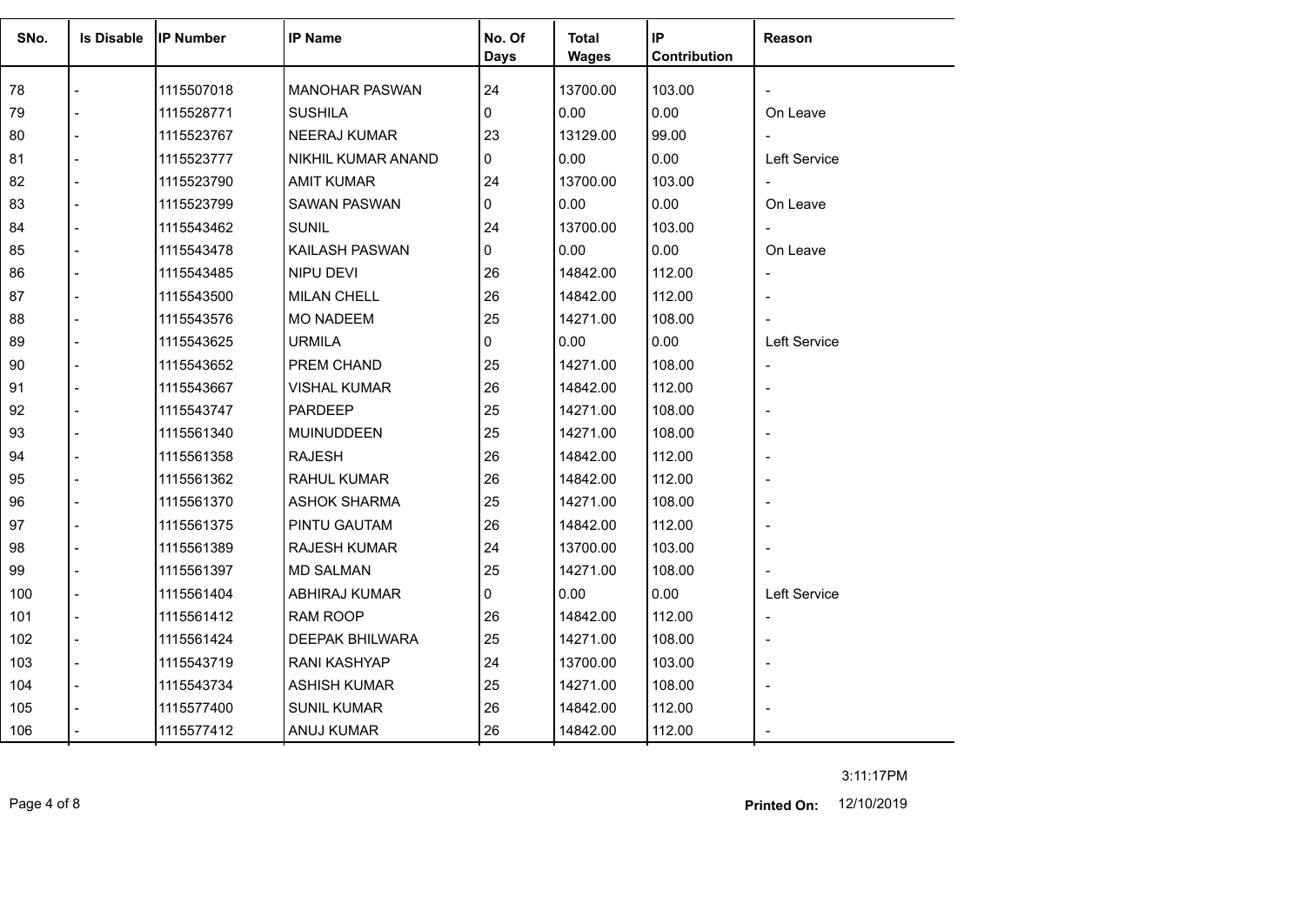| SNo. | Is Disable | IP Number | IP Name | No. Of Days | Total Wages | IP Contribution | Reason |
|---|---|---|---|---|---|---|---|
| 78 | - | 1115507018 | MANOHAR PASWAN | 24 | 13700.00 | 103.00 | - |
| 79 | - | 1115528771 | SUSHILA | 0 | 0.00 | 0.00 | On Leave |
| 80 | - | 1115523767 | NEERAJ KUMAR | 23 | 13129.00 | 99.00 | - |
| 81 | - | 1115523777 | NIKHIL KUMAR ANAND | 0 | 0.00 | 0.00 | Left Service |
| 82 | - | 1115523790 | AMIT KUMAR | 24 | 13700.00 | 103.00 | - |
| 83 | - | 1115523799 | SAWAN PASWAN | 0 | 0.00 | 0.00 | On Leave |
| 84 | - | 1115543462 | SUNIL | 24 | 13700.00 | 103.00 | - |
| 85 | - | 1115543478 | KAILASH PASWAN | 0 | 0.00 | 0.00 | On Leave |
| 86 | - | 1115543485 | NIPU DEVI | 26 | 14842.00 | 112.00 | - |
| 87 | - | 1115543500 | MILAN CHELL | 26 | 14842.00 | 112.00 | - |
| 88 | - | 1115543576 | MO NADEEM | 25 | 14271.00 | 108.00 | - |
| 89 | - | 1115543625 | URMILA | 0 | 0.00 | 0.00 | Left Service |
| 90 | - | 1115543652 | PREM CHAND | 25 | 14271.00 | 108.00 | - |
| 91 | - | 1115543667 | VISHAL KUMAR | 26 | 14842.00 | 112.00 | - |
| 92 | - | 1115543747 | PARDEEP | 25 | 14271.00 | 108.00 | - |
| 93 | - | 1115561340 | MUINUDDEEN | 25 | 14271.00 | 108.00 | - |
| 94 | - | 1115561358 | RAJESH | 26 | 14842.00 | 112.00 | - |
| 95 | - | 1115561362 | RAHUL KUMAR | 26 | 14842.00 | 112.00 | - |
| 96 | - | 1115561370 | ASHOK SHARMA | 25 | 14271.00 | 108.00 | - |
| 97 | - | 1115561375 | PINTU GAUTAM | 26 | 14842.00 | 112.00 | - |
| 98 | - | 1115561389 | RAJESH KUMAR | 24 | 13700.00 | 103.00 | - |
| 99 | - | 1115561397 | MD SALMAN | 25 | 14271.00 | 108.00 | - |
| 100 | - | 1115561404 | ABHIRAJ KUMAR | 0 | 0.00 | 0.00 | Left Service |
| 101 | - | 1115561412 | RAM ROOP | 26 | 14842.00 | 112.00 | - |
| 102 | - | 1115561424 | DEEPAK BHILWARA | 25 | 14271.00 | 108.00 | - |
| 103 | - | 1115543719 | RANI KASHYAP | 24 | 13700.00 | 103.00 | - |
| 104 | - | 1115543734 | ASHISH KUMAR | 25 | 14271.00 | 108.00 | - |
| 105 | - | 1115577400 | SUNIL KUMAR | 26 | 14842.00 | 112.00 | - |
| 106 | - | 1115577412 | ANUJ KUMAR | 26 | 14842.00 | 112.00 | - |

3:11:17PM

**Printed On:** 12/10/2019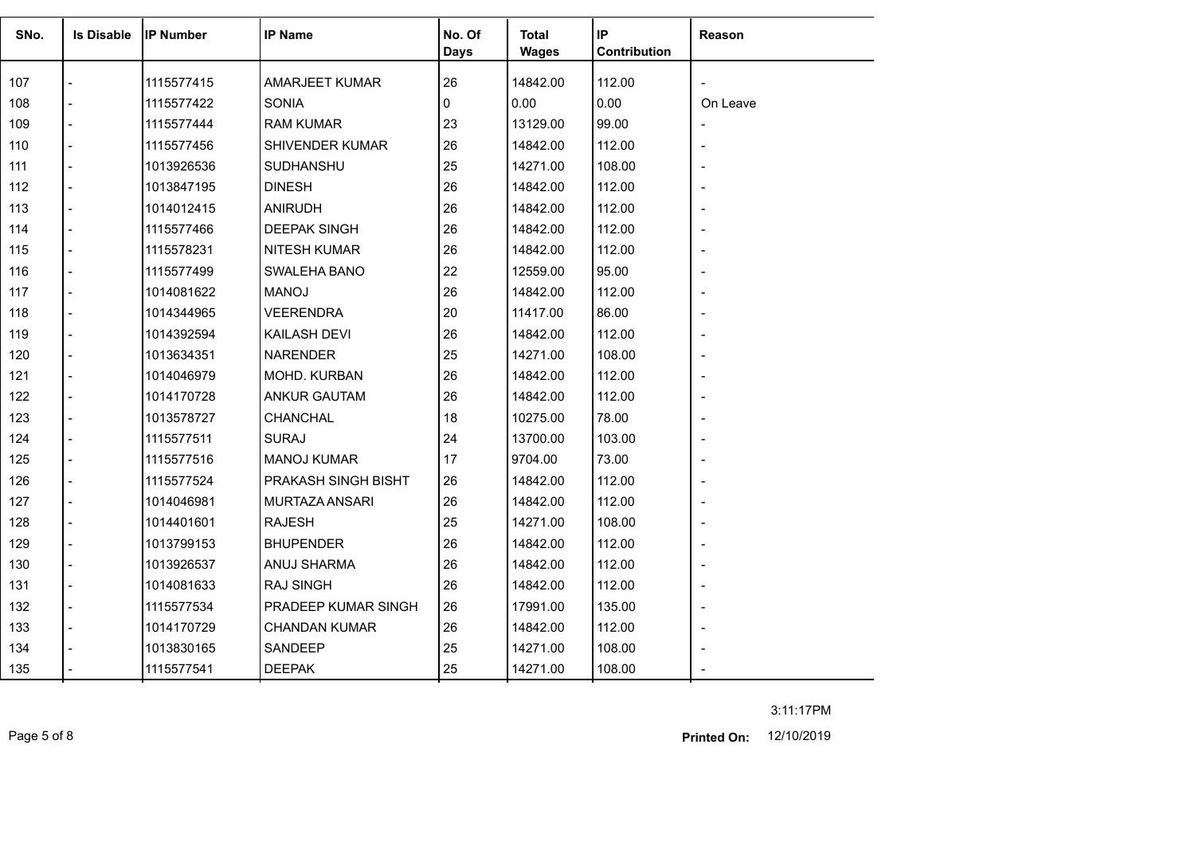| SNo. | Is Disable | IP Number | IP Name | No. Of Days | Total Wages | IP Contribution | Reason |
|---|---|---|---|---|---|---|---|
| 107 | - | 1115577415 | AMARJEET KUMAR | 26 | 14842.00 | 112.00 | - |
| 108 | - | 1115577422 | SONIA | 0 | 0.00 | 0.00 | On Leave |
| 109 | - | 1115577444 | RAM KUMAR | 23 | 13129.00 | 99.00 | - |
| 110 | - | 1115577456 | SHIVENDER KUMAR | 26 | 14842.00 | 112.00 | - |
| 111 | - | 1013926536 | SUDHANSHU | 25 | 14271.00 | 108.00 | - |
| 112 | - | 1013847195 | DINESH | 26 | 14842.00 | 112.00 | - |
| 113 | - | 1014012415 | ANIRUDH | 26 | 14842.00 | 112.00 | - |
| 114 | - | 1115577466 | DEEPAK SINGH | 26 | 14842.00 | 112.00 | - |
| 115 | - | 1115578231 | NITESH KUMAR | 26 | 14842.00 | 112.00 | - |
| 116 | - | 1115577499 | SWALEHA BANO | 22 | 12559.00 | 95.00 | - |
| 117 | - | 1014081622 | MANOJ | 26 | 14842.00 | 112.00 | - |
| 118 | - | 1014344965 | VEERENDRA | 20 | 11417.00 | 86.00 | - |
| 119 | - | 1014392594 | KAILASH DEVI | 26 | 14842.00 | 112.00 | - |
| 120 | - | 1013634351 | NARENDER | 25 | 14271.00 | 108.00 | - |
| 121 | - | 1014046979 | MOHD. KURBAN | 26 | 14842.00 | 112.00 | - |
| 122 | - | 1014170728 | ANKUR GAUTAM | 26 | 14842.00 | 112.00 | - |
| 123 | - | 1013578727 | CHANCHAL | 18 | 10275.00 | 78.00 | - |
| 124 | - | 1115577511 | SURAJ | 24 | 13700.00 | 103.00 | - |
| 125 | - | 1115577516 | MANOJ KUMAR | 17 | 9704.00 | 73.00 | - |
| 126 | - | 1115577524 | PRAKASH SINGH BISHT | 26 | 14842.00 | 112.00 | - |
| 127 | - | 1014046981 | MURTAZA ANSARI | 26 | 14842.00 | 112.00 | - |
| 128 | - | 1014401601 | RAJESH | 25 | 14271.00 | 108.00 | - |
| 129 | - | 1013799153 | BHUPENDER | 26 | 14842.00 | 112.00 | - |
| 130 | - | 1013926537 | ANUJ SHARMA | 26 | 14842.00 | 112.00 | - |
| 131 | - | 1014081633 | RAJ SINGH | 26 | 14842.00 | 112.00 | - |
| 132 | - | 1115577534 | PRADEEP KUMAR SINGH | 26 | 17991.00 | 135.00 | - |
| 133 | - | 1014170729 | CHANDAN KUMAR | 26 | 14842.00 | 112.00 | - |
| 134 | - | 1013830165 | SANDEEP | 25 | 14271.00 | 108.00 | - |
| 135 | - | 1115577541 | DEEPAK | 25 | 14271.00 | 108.00 | - |

3:11:17PM

**Printed On:** 12/10/2019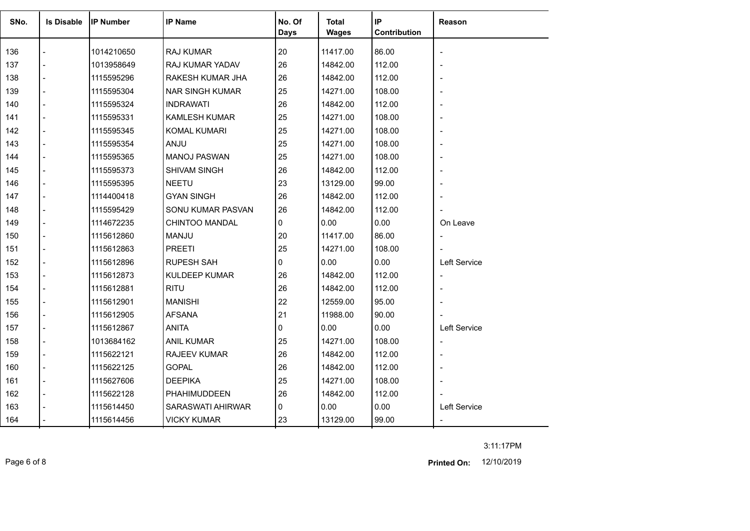| SNo. | Is Disable | IP Number | IP Name | No. Of Days | Total Wages | IP Contribution | Reason |
|---|---|---|---|---|---|---|---|
| 136 | - | 1014210650 | RAJ KUMAR | 20 | 11417.00 | 86.00 | - |
| 137 | - | 1013958649 | RAJ KUMAR YADAV | 26 | 14842.00 | 112.00 | - |
| 138 | - | 1115595296 | RAKESH KUMAR JHA | 26 | 14842.00 | 112.00 | - |
| 139 | - | 1115595304 | NAR SINGH KUMAR | 25 | 14271.00 | 108.00 | - |
| 140 | - | 1115595324 | INDRAWATI | 26 | 14842.00 | 112.00 | - |
| 141 | - | 1115595331 | KAMLESH KUMAR | 25 | 14271.00 | 108.00 | - |
| 142 | - | 1115595345 | KOMAL KUMARI | 25 | 14271.00 | 108.00 | - |
| 143 | - | 1115595354 | ANJU | 25 | 14271.00 | 108.00 | - |
| 144 | - | 1115595365 | MANOJ PASWAN | 25 | 14271.00 | 108.00 | - |
| 145 | - | 1115595373 | SHIVAM SINGH | 26 | 14842.00 | 112.00 | - |
| 146 | - | 1115595395 | NEETU | 23 | 13129.00 | 99.00 | - |
| 147 | - | 1114400418 | GYAN SINGH | 26 | 14842.00 | 112.00 | - |
| 148 | - | 1115595429 | SONU KUMAR PASVAN | 26 | 14842.00 | 112.00 | - |
| 149 | - | 1114672235 | CHINTOO MANDAL | 0 | 0.00 | 0.00 | On Leave |
| 150 | - | 1115612860 | MANJU | 20 | 11417.00 | 86.00 | - |
| 151 | - | 1115612863 | PREETI | 25 | 14271.00 | 108.00 | - |
| 152 | - | 1115612896 | RUPESH SAH | 0 | 0.00 | 0.00 | Left Service |
| 153 | - | 1115612873 | KULDEEP KUMAR | 26 | 14842.00 | 112.00 | - |
| 154 | - | 1115612881 | RITU | 26 | 14842.00 | 112.00 | - |
| 155 | - | 1115612901 | MANISHI | 22 | 12559.00 | 95.00 | - |
| 156 | - | 1115612905 | AFSANA | 21 | 11988.00 | 90.00 | - |
| 157 | - | 1115612867 | ANITA | 0 | 0.00 | 0.00 | Left Service |
| 158 | - | 1013684162 | ANIL KUMAR | 25 | 14271.00 | 108.00 | - |
| 159 | - | 1115622121 | RAJEEV KUMAR | 26 | 14842.00 | 112.00 | - |
| 160 | - | 1115622125 | GOPAL | 26 | 14842.00 | 112.00 | - |
| 161 | - | 1115627606 | DEEPIKA | 25 | 14271.00 | 108.00 | - |
| 162 | - | 1115622128 | PHAHIMUDDEEN | 26 | 14842.00 | 112.00 | - |
| 163 | - | 1115614450 | SARASWATI AHIRWAR | 0 | 0.00 | 0.00 | Left Service |
| 164 | - | 1115614456 | VICKY KUMAR | 23 | 13129.00 | 99.00 | - |

3:11:17PM

**Printed On:** 12/10/2019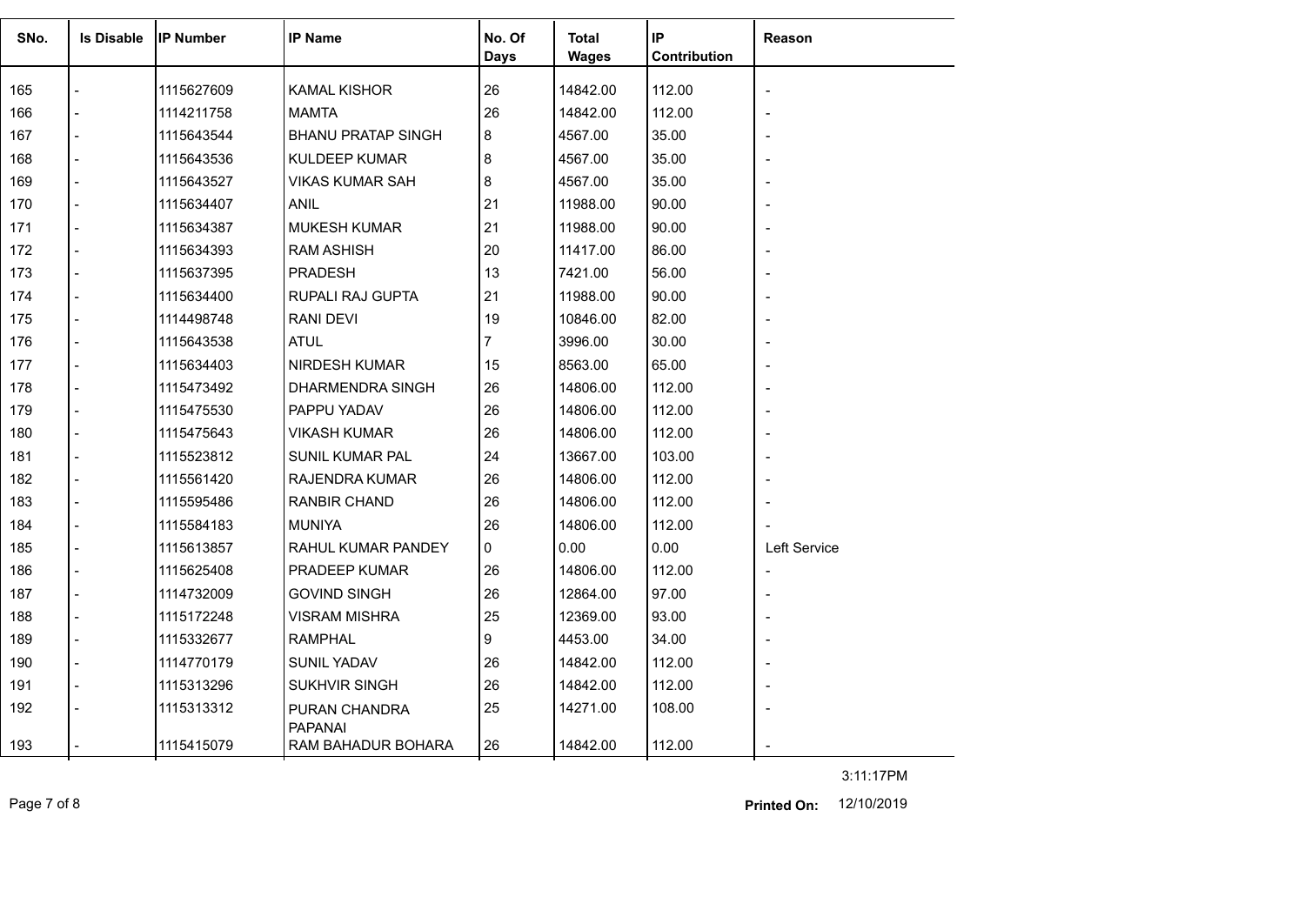| SNo. | Is Disable | IP Number | IP Name | No. Of Days | Total Wages | IP Contribution | Reason |
|---|---|---|---|---|---|---|---|
| 165 | - | 1115627609 | KAMAL KISHOR | 26 | 14842.00 | 112.00 | - |
| 166 | - | 1114211758 | MAMTA | 26 | 14842.00 | 112.00 | - |
| 167 | - | 1115643544 | BHANU PRATAP SINGH | 8 | 4567.00 | 35.00 | - |
| 168 | - | 1115643536 | KULDEEP KUMAR | 8 | 4567.00 | 35.00 | - |
| 169 | - | 1115643527 | VIKAS KUMAR SAH | 8 | 4567.00 | 35.00 | - |
| 170 | - | 1115634407 | ANIL | 21 | 11988.00 | 90.00 | - |
| 171 | - | 1115634387 | MUKESH KUMAR | 21 | 11988.00 | 90.00 | - |
| 172 | - | 1115634393 | RAM ASHISH | 20 | 11417.00 | 86.00 | - |
| 173 | - | 1115637395 | PRADESH | 13 | 7421.00 | 56.00 | - |
| 174 | - | 1115634400 | RUPALI RAJ GUPTA | 21 | 11988.00 | 90.00 | - |
| 175 | - | 1114498748 | RANI DEVI | 19 | 10846.00 | 82.00 | - |
| 176 | - | 1115643538 | ATUL | 7 | 3996.00 | 30.00 | - |
| 177 | - | 1115634403 | NIRDESH KUMAR | 15 | 8563.00 | 65.00 | - |
| 178 | - | 1115473492 | DHARMENDRA SINGH | 26 | 14806.00 | 112.00 | - |
| 179 | - | 1115475530 | PAPPU YADAV | 26 | 14806.00 | 112.00 | - |
| 180 | - | 1115475643 | VIKASH KUMAR | 26 | 14806.00 | 112.00 | - |
| 181 | - | 1115523812 | SUNIL KUMAR PAL | 24 | 13667.00 | 103.00 | - |
| 182 | - | 1115561420 | RAJENDRA KUMAR | 26 | 14806.00 | 112.00 | - |
| 183 | - | 1115595486 | RANBIR CHAND | 26 | 14806.00 | 112.00 | - |
| 184 | - | 1115584183 | MUNIYA | 26 | 14806.00 | 112.00 | - |
| 185 | - | 1115613857 | RAHUL KUMAR PANDEY | 0 | 0.00 | 0.00 | Left Service |
| 186 | - | 1115625408 | PRADEEP KUMAR | 26 | 14806.00 | 112.00 | - |
| 187 | - | 1114732009 | GOVIND SINGH | 26 | 12864.00 | 97.00 | - |
| 188 | - | 1115172248 | VISRAM MISHRA | 25 | 12369.00 | 93.00 | - |
| 189 | - | 1115332677 | RAMPHAL | 9 | 4453.00 | 34.00 | - |
| 190 | - | 1114770179 | SUNIL YADAV | 26 | 14842.00 | 112.00 | - |
| 191 | - | 1115313296 | SUKHVIR SINGH | 26 | 14842.00 | 112.00 | - |
| 192 | - | 1115313312 | PURAN CHANDRA PAPANAI | 25 | 14271.00 | 108.00 | - |
| 193 | - | 1115415079 | RAM BAHADUR BOHARA | 26 | 14842.00 | 112.00 | - |

3:11:17PM

**Printed On:** 12/10/2019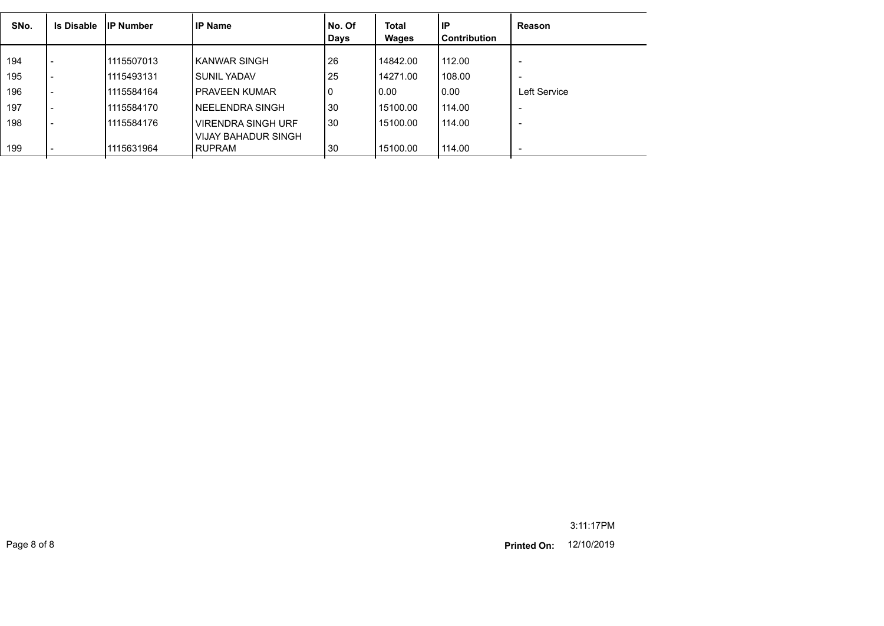| SNo. | Is Disable | IP Number | IP Name | No. Of Days | Total Wages | IP Contribution | Reason |
|---|---|---|---|---|---|---|---|
| 194 | - | 1115507013 | KANWAR SINGH | 26 | 14842.00 | 112.00 | - |
| 195 | - | 1115493131 | SUNIL YADAV | 25 | 14271.00 | 108.00 | - |
| 196 | - | 1115584164 | PRAVEEN KUMAR | 0 | 0.00 | 0.00 | Left Service |
| 197 | - | 1115584170 | NEELENDRA SINGH | 30 | 15100.00 | 114.00 | - |
| 198 | - | 1115584176 | VIRENDRA SINGH URF | 30 | 15100.00 | 114.00 | - |
| 199 | - | 1115631964 | VIJAY BAHADUR SINGH RUPRAM | 30 | 15100.00 | 114.00 | - |

3:11:17PM

**Printed On:** 12/10/2019